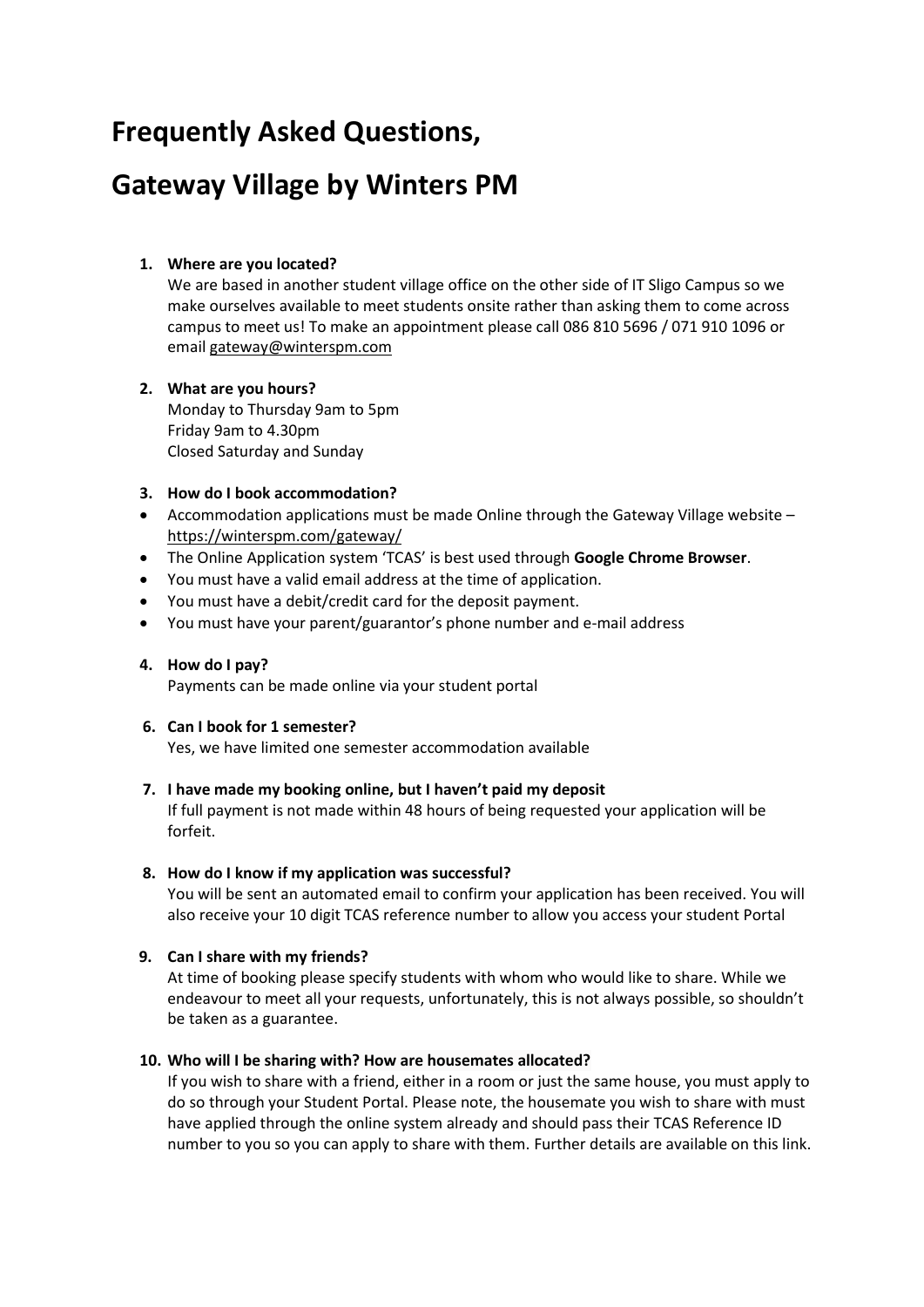# Frequently Asked Questions,

# Gateway Village by Winters PM

1. **Where are you located?**
   We are based in another student village office on the other side of IT Sligo Campus so we make ourselves available to meet students onsite rather than asking them to come across campus to meet us! To make an appointment please call 086 810 5696 / 071 910 1096 or email gateway@winterspm.com

2. **What are you hours?**
   Monday to Thursday 9am to 5pm
   Friday 9am to 4.30pm
   Closed Saturday and Sunday

3. **How do I book accommodation?**

- Accommodation applications must be made Online through the Gateway Village website – https://winterspm.com/gateway/
- The Online Application system 'TCAS' is best used through **Google Chrome Browser**.
- You must have a valid email address at the time of application.
- You must have a debit/credit card for the deposit payment.
- You must have your parent/guarantor's phone number and e-mail address

4. **How do I pay?**
   Payments can be made online via your student portal

6. **Can I book for 1 semester?**
   Yes, we have limited one semester accommodation available

7. **I have made my booking online, but I haven't paid my deposit**
   If full payment is not made within 48 hours of being requested your application will be forfeit.

8. **How do I know if my application was successful?**
   You will be sent an automated email to confirm your application has been received. You will also receive your 10 digit TCAS reference number to allow you access your student Portal

9. **Can I share with my friends?**
   At time of booking please specify students with whom who would like to share. While we endeavour to meet all your requests, unfortunately, this is not always possible, so shouldn't be taken as a guarantee.

10. **Who will I be sharing with? How are housemates allocated?**
    If you wish to share with a friend, either in a room or just the same house, you must apply to do so through your Student Portal. Please note, the housemate you wish to share with must have applied through the online system already and should pass their TCAS Reference ID number to you so you can apply to share with them. Further details are available on this link.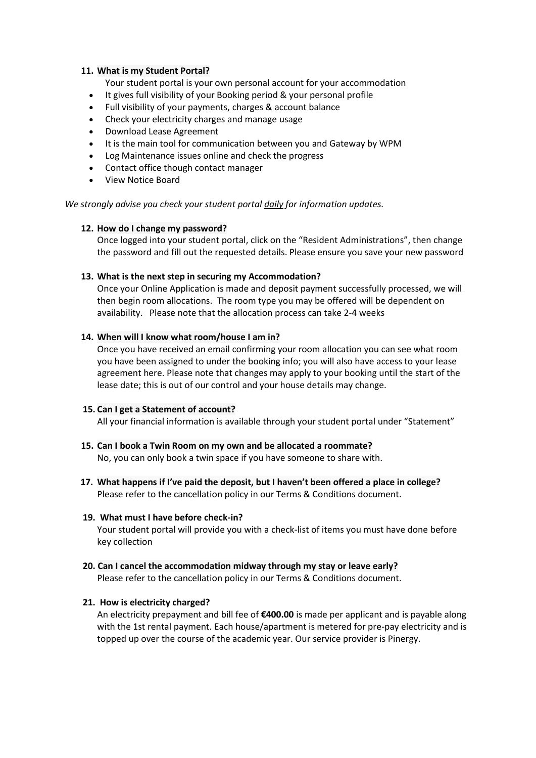**11. What is my Student Portal?**

Your student portal is your own personal account for your accommodation

- It gives full visibility of your Booking period & your personal profile
- Full visibility of your payments, charges & account balance
- Check your electricity charges and manage usage
- Download Lease Agreement
- It is the main tool for communication between you and Gateway by WPM
- Log Maintenance issues online and check the progress
- Contact office though contact manager
- View Notice Board

*We strongly advise you check your student portal daily for information updates.*

**12. How do I change my password?**

Once logged into your student portal, click on the "Resident Administrations", then change the password and fill out the requested details. Please ensure you save your new password

**13. What is the next step in securing my Accommodation?**

Once your Online Application is made and deposit payment successfully processed, we will then begin room allocations. The room type you may be offered will be dependent on availability. Please note that the allocation process can take 2-4 weeks

**14. When will I know what room/house I am in?**

Once you have received an email confirming your room allocation you can see what room you have been assigned to under the booking info; you will also have access to your lease agreement here. Please note that changes may apply to your booking until the start of the lease date; this is out of our control and your house details may change.

**15. Can I get a Statement of account?**

All your financial information is available through your student portal under "Statement"

**15. Can I book a Twin Room on my own and be allocated a roommate?**

No, you can only book a twin space if you have someone to share with.

**17. What happens if I've paid the deposit, but I haven't been offered a place in college?**

Please refer to the cancellation policy in our Terms & Conditions document.

**19. What must I have before check-in?**

Your student portal will provide you with a check-list of items you must have done before key collection

**20. Can I cancel the accommodation midway through my stay or leave early?**

Please refer to the cancellation policy in our Terms & Conditions document.

**21. How is electricity charged?**

An electricity prepayment and bill fee of **€400.00** is made per applicant and is payable along with the 1st rental payment. Each house/apartment is metered for pre-pay electricity and is topped up over the course of the academic year. Our service provider is Pinergy.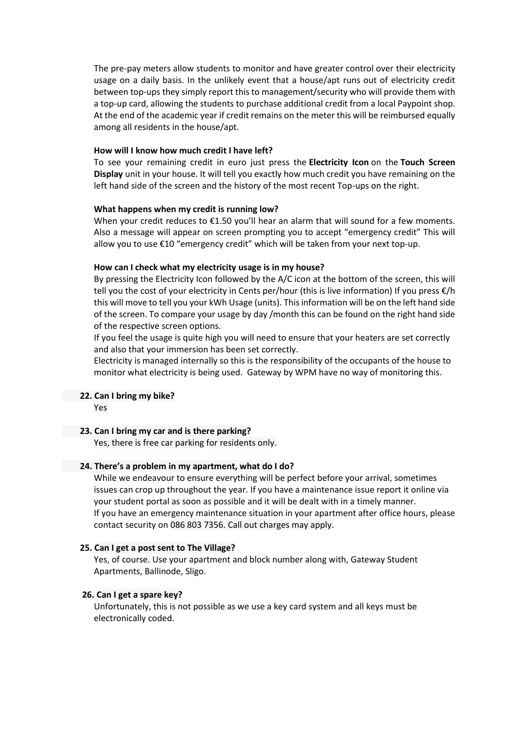The pre-pay meters allow students to monitor and have greater control over their electricity usage on a daily basis. In the unlikely event that a house/apt runs out of electricity credit between top-ups they simply report this to management/security who will provide them with a top-up card, allowing the students to purchase additional credit from a local Paypoint shop. At the end of the academic year if credit remains on the meter this will be reimbursed equally among all residents in the house/apt.

**How will I know how much credit I have left?**

To see your remaining credit in euro just press the **Electricity Icon** on the **Touch Screen Display** unit in your house. It will tell you exactly how much credit you have remaining on the left hand side of the screen and the history of the most recent Top-ups on the right.

**What happens when my credit is running low?**

When your credit reduces to €1.50 you'll hear an alarm that will sound for a few moments. Also a message will appear on screen prompting you to accept "emergency credit" This will allow you to use €10 "emergency credit" which will be taken from your next top-up.

**How can I check what my electricity usage is in my house?**

By pressing the Electricity Icon followed by the A/C icon at the bottom of the screen, this will tell you the cost of your electricity in Cents per/hour (this is live information) If you press €/h this will move to tell you your kWh Usage (units). This information will be on the left hand side of the screen. To compare your usage by day /month this can be found on the right hand side of the respective screen options.

If you feel the usage is quite high you will need to ensure that your heaters are set correctly and also that your immersion has been set correctly.

Electricity is managed internally so this is the responsibility of the occupants of the house to monitor what electricity is being used. Gateway by WPM have no way of monitoring this.

**22. Can I bring my bike?**

Yes

**23. Can I bring my car and is there parking?**

Yes, there is free car parking for residents only.

**24. There's a problem in my apartment, what do I do?**

While we endeavour to ensure everything will be perfect before your arrival, sometimes issues can crop up throughout the year. If you have a maintenance issue report it online via your student portal as soon as possible and it will be dealt with in a timely manner.

If you have an emergency maintenance situation in your apartment after office hours, please contact security on 086 803 7356. Call out charges may apply.

**25. Can I get a post sent to The Village?**

Yes, of course. Use your apartment and block number along with, Gateway Student Apartments, Ballinode, Sligo.

**26. Can I get a spare key?**

Unfortunately, this is not possible as we use a key card system and all keys must be electronically coded.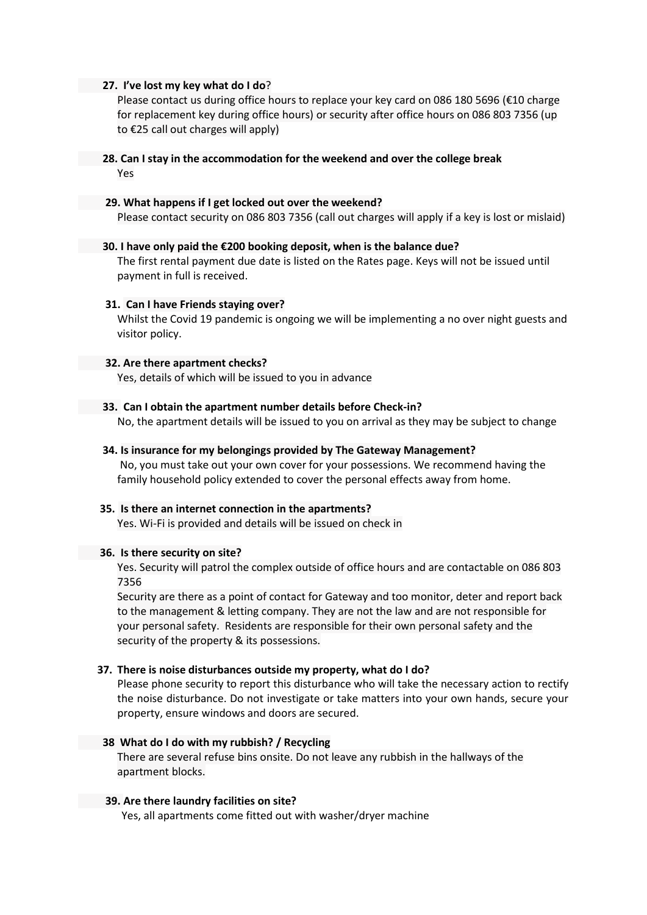**27. I've lost my key what do I do?**

Please contact us during office hours to replace your key card on 086 180 5696 (€10 charge for replacement key during office hours) or security after office hours on 086 803 7356 (up to €25 call out charges will apply)

**28. Can I stay in the accommodation for the weekend and over the college break**

Yes

**29. What happens if I get locked out over the weekend?**

Please contact security on 086 803 7356 (call out charges will apply if a key is lost or mislaid)

**30. I have only paid the €200 booking deposit, when is the balance due?**

The first rental payment due date is listed on the Rates page. Keys will not be issued until payment in full is received.

**31. Can I have Friends staying over?**

Whilst the Covid 19 pandemic is ongoing we will be implementing a no over night guests and visitor policy.

**32. Are there apartment checks?**

Yes, details of which will be issued to you in advance

**33. Can I obtain the apartment number details before Check-in?**

No, the apartment details will be issued to you on arrival as they may be subject to change

**34. Is insurance for my belongings provided by The Gateway Management?**

No, you must take out your own cover for your possessions. We recommend having the family household policy extended to cover the personal effects away from home.

**35. Is there an internet connection in the apartments?**

Yes. Wi-Fi is provided and details will be issued on check in

**36. Is there security on site?**

Yes. Security will patrol the complex outside of office hours and are contactable on 086 803 7356

Security are there as a point of contact for Gateway and too monitor, deter and report back to the management & letting company. They are not the law and are not responsible for your personal safety. Residents are responsible for their own personal safety and the security of the property & its possessions.

**37. There is noise disturbances outside my property, what do I do?**

Please phone security to report this disturbance who will take the necessary action to rectify the noise disturbance. Do not investigate or take matters into your own hands, secure your property, ensure windows and doors are secured.

**38 What do I do with my rubbish? / Recycling**

There are several refuse bins onsite. Do not leave any rubbish in the hallways of the apartment blocks.

**39. Are there laundry facilities on site?**

Yes, all apartments come fitted out with washer/dryer machine